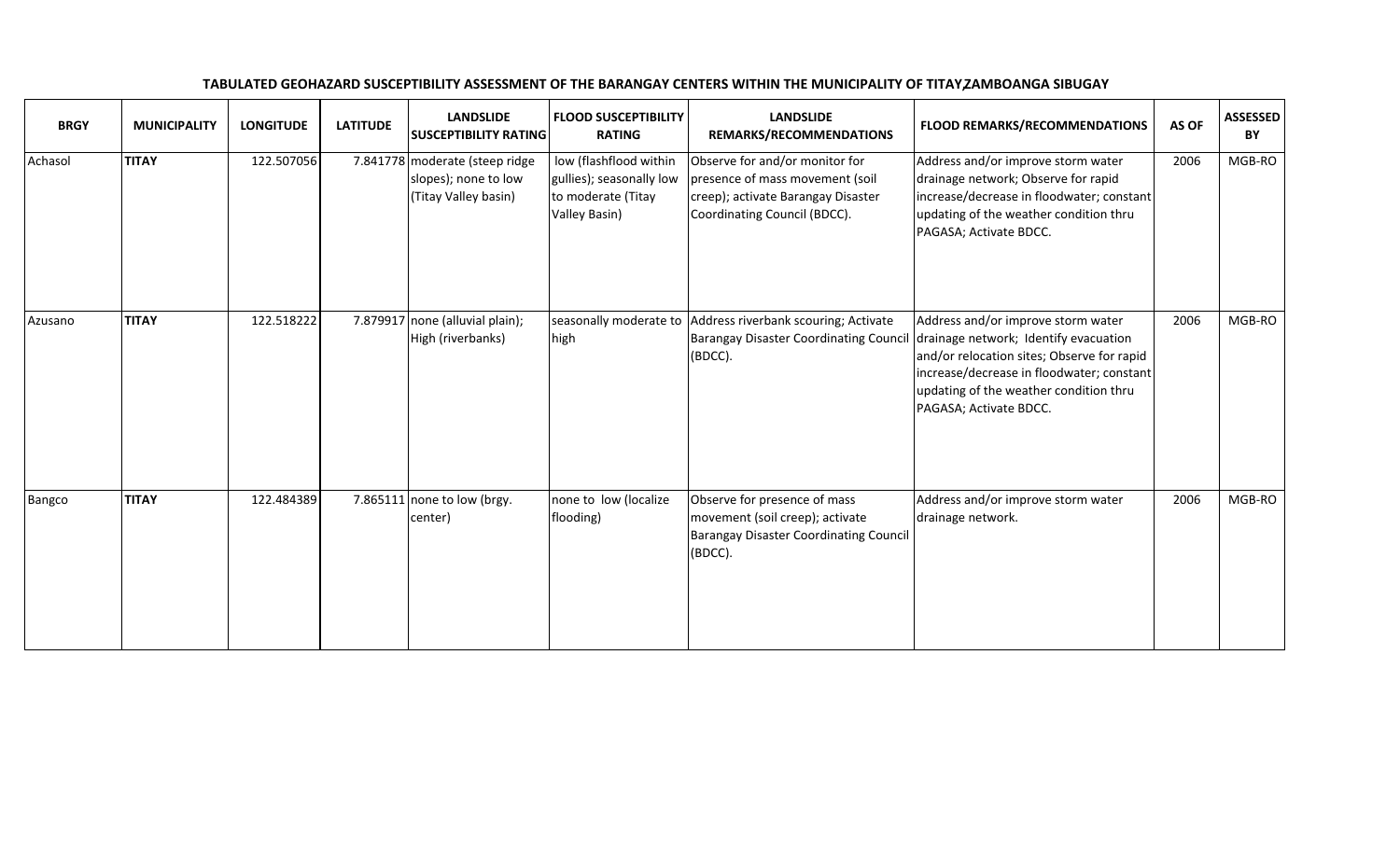**TABULATED GEOHAZARD SUSCEPTIBILITY ASSESSMENT OF THE BARANGAY CENTERS WITHIN THE MUNICIPALITY OF TITAY,ZAMBOANGA SIBUGAY**

| BRGY | MUNICIPALITY | LONGITUDE | LATITUDE | LANDSLIDE SUSCEPTIBILITY RATING | FLOOD SUSCEPTIBILITY RATING | LANDSLIDE REMARKS/RECOMMENDATIONS | FLOOD REMARKS/RECOMMENDATIONS | AS OF | ASSESSED BY |
|---|---|---|---|---|---|---|---|---|---|
| Achasol | **TITAY** | 122.507056 | 7.841778 | moderate (steep ridge slopes); none to low (Titay Valley basin) | low (flashflood within gullies); seasonally low to moderate (Titay Valley Basin) | Observe for and/or monitor for presence of mass movement (soil creep); activate Barangay Disaster Coordinating Council (BDCC). | Address and/or improve storm water drainage network; Observe for rapid increase/decrease in floodwater; constant updating of the weather condition thru PAGASA; Activate BDCC. | 2006 | MGB-RO |
| Azusano | **TITAY** | 122.518222 | 7.879917 | none (alluvial plain); High (riverbanks) | seasonally moderate to high | Address riverbank scouring; Activate Barangay Disaster Coordinating Council (BDCC). | Address and/or improve storm water drainage network; Identify evacuation and/or relocation sites; Observe for rapid increase/decrease in floodwater; constant updating of the weather condition thru PAGASA; Activate BDCC. | 2006 | MGB-RO |
| Bangco | **TITAY** | 122.484389 | 7.865111 | none to low (brgy. center) | none to low (localize flooding) | Observe for presence of mass movement (soil creep); activate Barangay Disaster Coordinating Council (BDCC). | Address and/or improve storm water drainage network. | 2006 | MGB-RO |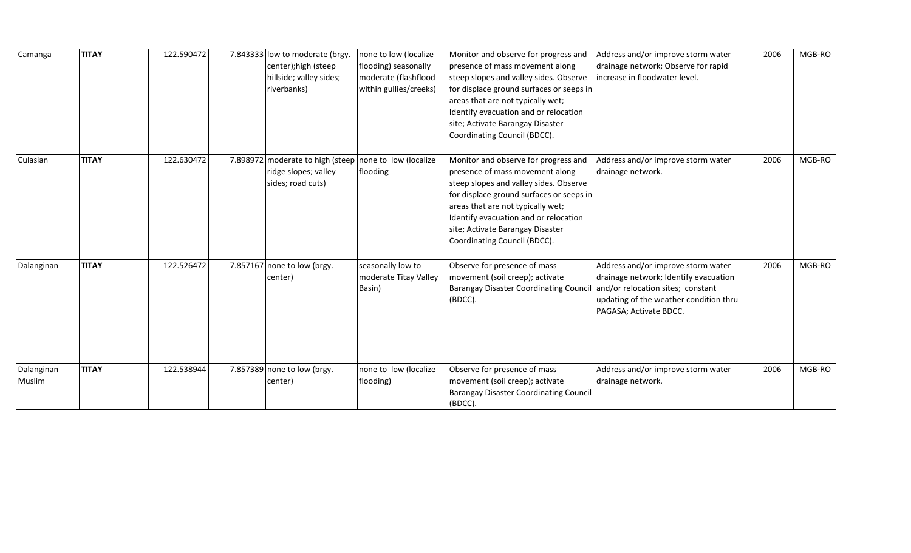| Camanga | **TITAY** | 122.590472 | 7.843333 | low to moderate (brgy. center);high (steep hillside; valley sides; riverbanks) | none to low (localize flooding) seasonally moderate (flashflood within gullies/creeks) | Monitor and observe for progress and presence of mass movement along steep slopes and valley sides. Observe for displace ground surfaces or seeps in areas that are not typically wet; Identify evacuation and or relocation site; Activate Barangay Disaster Coordinating Council (BDCC). | Address and/or improve storm water drainage network; Observe for rapid increase in floodwater level. | 2006 | MGB-RO |
|---|---|---|---|---|---|---|---|---|---|
| Culasian | **TITAY** | 122.630472 | 7.898972 | moderate to high (steep ridge slopes; valley sides; road cuts) | none to low (localize flooding | Monitor and observe for progress and presence of mass movement along steep slopes and valley sides. Observe for displace ground surfaces or seeps in areas that are not typically wet; Identify evacuation and or relocation site; Activate Barangay Disaster Coordinating Council (BDCC). | Address and/or improve storm water drainage network. | 2006 | MGB-RO |
| Dalanginan | **TITAY** | 122.526472 | 7.857167 | none to low (brgy. center) | seasonally low to moderate Titay Valley Basin) | Observe for presence of mass movement (soil creep); activate Barangay Disaster Coordinating Council (BDCC). | Address and/or improve storm water drainage network; Identify evacuation and/or relocation sites; constant updating of the weather condition thru PAGASA; Activate BDCC. | 2006 | MGB-RO |
| Dalanginan Muslim | **TITAY** | 122.538944 | 7.857389 | none to low (brgy. center) | none to low (localize flooding) | Observe for presence of mass movement (soil creep); activate Barangay Disaster Coordinating Council (BDCC). | Address and/or improve storm water drainage network. | 2006 | MGB-RO |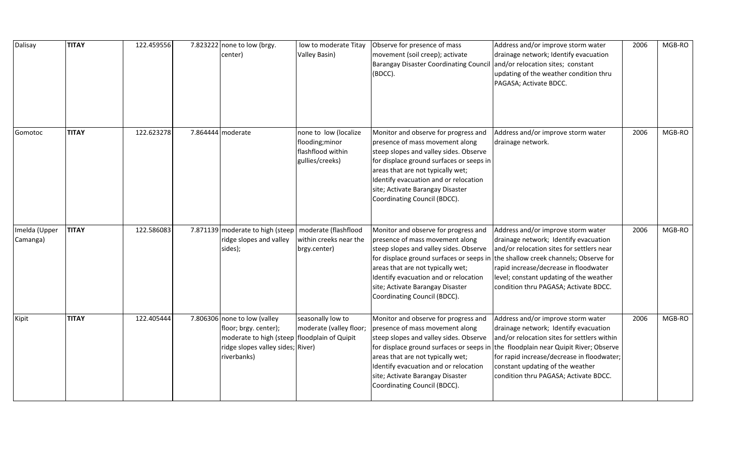| Dalisay | **TITAY** | 122.459556 | 7.823222 | none to low (brgy. center) | low to moderate Titay Valley Basin) | Observe for presence of mass movement (soil creep); activate Barangay Disaster Coordinating Council (BDCC). | Address and/or improve storm water drainage network; Identify evacuation and/or relocation sites; constant updating of the weather condition thru PAGASA; Activate BDCC. | 2006 | MGB-RO |
|---|---|---|---|---|---|---|---|---|---|
| Gomotoc | **TITAY** | 122.623278 | 7.864444 | moderate | none to low (localize flooding;minor flashflood within gullies/creeks) | Monitor and observe for progress and presence of mass movement along steep slopes and valley sides. Observe for displace ground surfaces or seeps in areas that are not typically wet; Identify evacuation and or relocation site; Activate Barangay Disaster Coordinating Council (BDCC). | Address and/or improve storm water drainage network. | 2006 | MGB-RO |
| Imelda (Upper Camanga) | **TITAY** | 122.586083 | 7.871139 | moderate to high (steep ridge slopes and valley sides); | moderate (flashflood within creeks near the brgy.center) | Monitor and observe for progress and presence of mass movement along steep slopes and valley sides. Observe for displace ground surfaces or seeps in areas that are not typically wet; Identify evacuation and or relocation site; Activate Barangay Disaster Coordinating Council (BDCC). | Address and/or improve storm water drainage network; Identify evacuation and/or relocation sites for settlers near the shallow creek channels; Observe for rapid increase/decrease in floodwater level; constant updating of the weather condition thru PAGASA; Activate BDCC. | 2006 | MGB-RO |
| Kipit | **TITAY** | 122.405444 | 7.806306 | none to low (valley floor; brgy. center); moderate to high (steep ridge slopes valley sides; riverbanks) | seasonally low to moderate (valley floor; floodplain of Quipit River) | Monitor and observe for progress and presence of mass movement along steep slopes and valley sides. Observe for displace ground surfaces or seeps in areas that are not typically wet; Identify evacuation and or relocation site; Activate Barangay Disaster Coordinating Council (BDCC). | Address and/or improve storm water drainage network; Identify evacuation and/or relocation sites for settlers within the floodplain near Quipit River; Observe for rapid increase/decrease in floodwater; constant updating of the weather condition thru PAGASA; Activate BDCC. | 2006 | MGB-RO |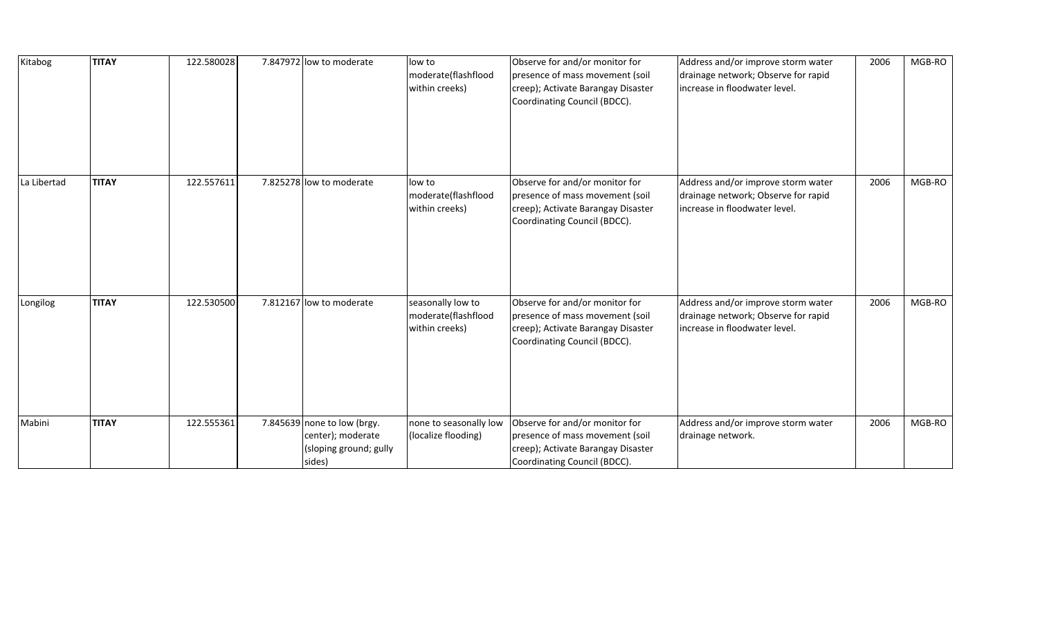| | | | | | | | | | |
|---|---|---|---|---|---|---|---|---|---|
| Kitabog | **TITAY** | 122.580028 | 7.847972 | low to moderate | low to moderate(flashflood within creeks) | Observe for and/or monitor for presence of mass movement (soil creep); Activate Barangay Disaster Coordinating Council (BDCC). | Address and/or improve storm water drainage network; Observe for rapid increase in floodwater level. | 2006 | MGB-RO |
| La Libertad | **TITAY** | 122.557611 | 7.825278 | low to moderate | low to moderate(flashflood within creeks) | Observe for and/or monitor for presence of mass movement (soil creep); Activate Barangay Disaster Coordinating Council (BDCC). | Address and/or improve storm water drainage network; Observe for rapid increase in floodwater level. | 2006 | MGB-RO |
| Longilog | **TITAY** | 122.530500 | 7.812167 | low to moderate | seasonally low to moderate(flashflood within creeks) | Observe for and/or monitor for presence of mass movement (soil creep); Activate Barangay Disaster Coordinating Council (BDCC). | Address and/or improve storm water drainage network; Observe for rapid increase in floodwater level. | 2006 | MGB-RO |
| Mabini | **TITAY** | 122.555361 | 7.845639 | none to low (brgy. center); moderate (sloping ground; gully sides) | none to seasonally low (localize flooding) | Observe for and/or monitor for presence of mass movement (soil creep); Activate Barangay Disaster Coordinating Council (BDCC). | Address and/or improve storm water drainage network. | 2006 | MGB-RO |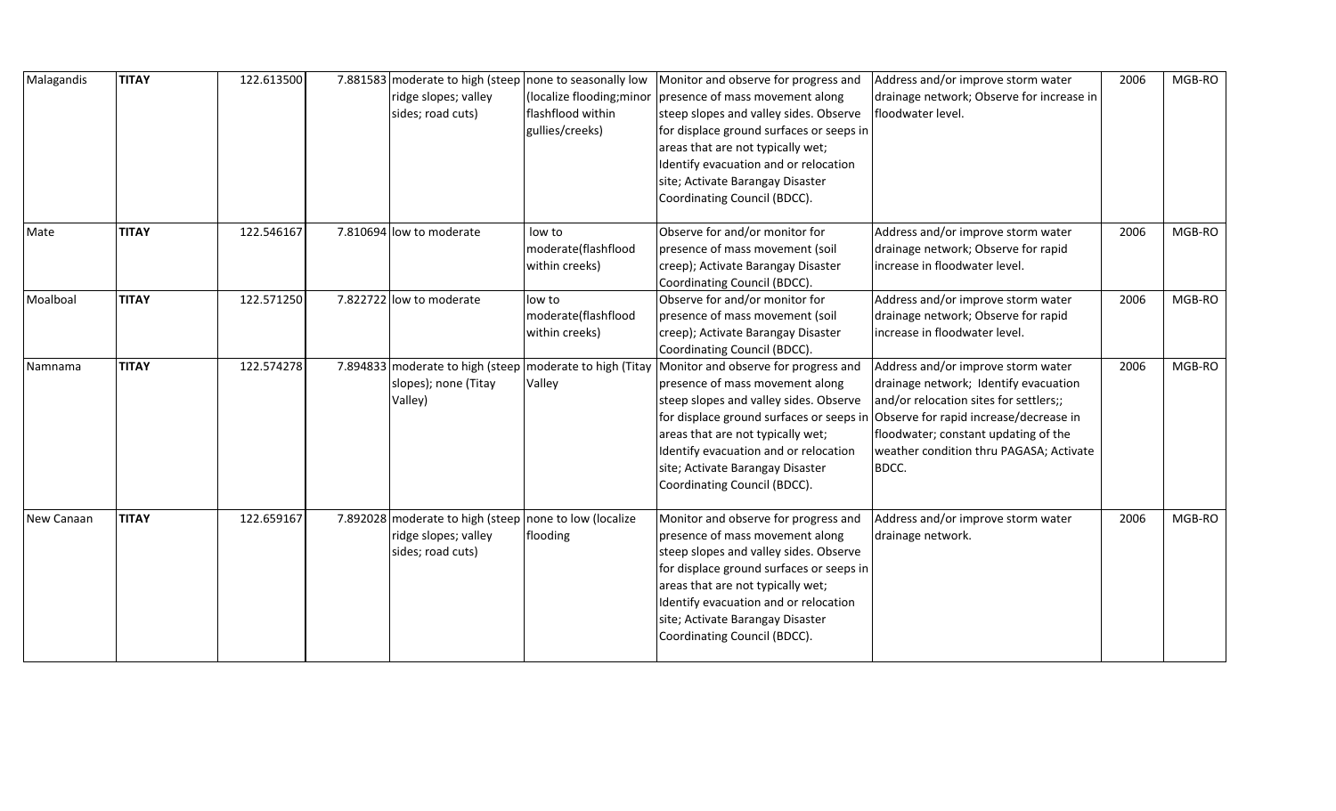| Malagandis | **TITAY** | 122.613500 | 7.881583 | moderate to high (steep ridge slopes; valley sides; road cuts) | none to seasonally low (localize flooding;minor flashflood within gullies/creeks) | Monitor and observe for progress and presence of mass movement along steep slopes and valley sides. Observe for displace ground surfaces or seeps in areas that are not typically wet; Identify evacuation and or relocation site; Activate Barangay Disaster Coordinating Council (BDCC). | Address and/or improve storm water drainage network; Observe for increase in floodwater level. | 2006 | MGB-RO |
|---|---|---|---|---|---|---|---|---|---|
| Mate | **TITAY** | 122.546167 | 7.810694 | low to moderate | low to moderate(flashflood within creeks) | Observe for and/or monitor for presence of mass movement (soil creep); Activate Barangay Disaster Coordinating Council (BDCC). | Address and/or improve storm water drainage network; Observe for rapid increase in floodwater level. | 2006 | MGB-RO |
| Moalboal | **TITAY** | 122.571250 | 7.822722 | low to moderate | low to moderate(flashflood within creeks) | Observe for and/or monitor for presence of mass movement (soil creep); Activate Barangay Disaster Coordinating Council (BDCC). | Address and/or improve storm water drainage network; Observe for rapid increase in floodwater level. | 2006 | MGB-RO |
| Namnama | **TITAY** | 122.574278 | 7.894833 | moderate to high (steep slopes); none (Titay Valley) | moderate to high (Titay Valley | Monitor and observe for progress and presence of mass movement along steep slopes and valley sides. Observe for displace ground surfaces or seeps in areas that are not typically wet; Identify evacuation and or relocation site; Activate Barangay Disaster Coordinating Council (BDCC). | Address and/or improve storm water drainage network; Identify evacuation and/or relocation sites for settlers;; Observe for rapid increase/decrease in floodwater; constant updating of the weather condition thru PAGASA; Activate BDCC. | 2006 | MGB-RO |
| New Canaan | **TITAY** | 122.659167 | 7.892028 | moderate to high (steep ridge slopes; valley sides; road cuts) | none to low (localize flooding | Monitor and observe for progress and presence of mass movement along steep slopes and valley sides. Observe for displace ground surfaces or seeps in areas that are not typically wet; Identify evacuation and or relocation site; Activate Barangay Disaster Coordinating Council (BDCC). | Address and/or improve storm water drainage network. | 2006 | MGB-RO |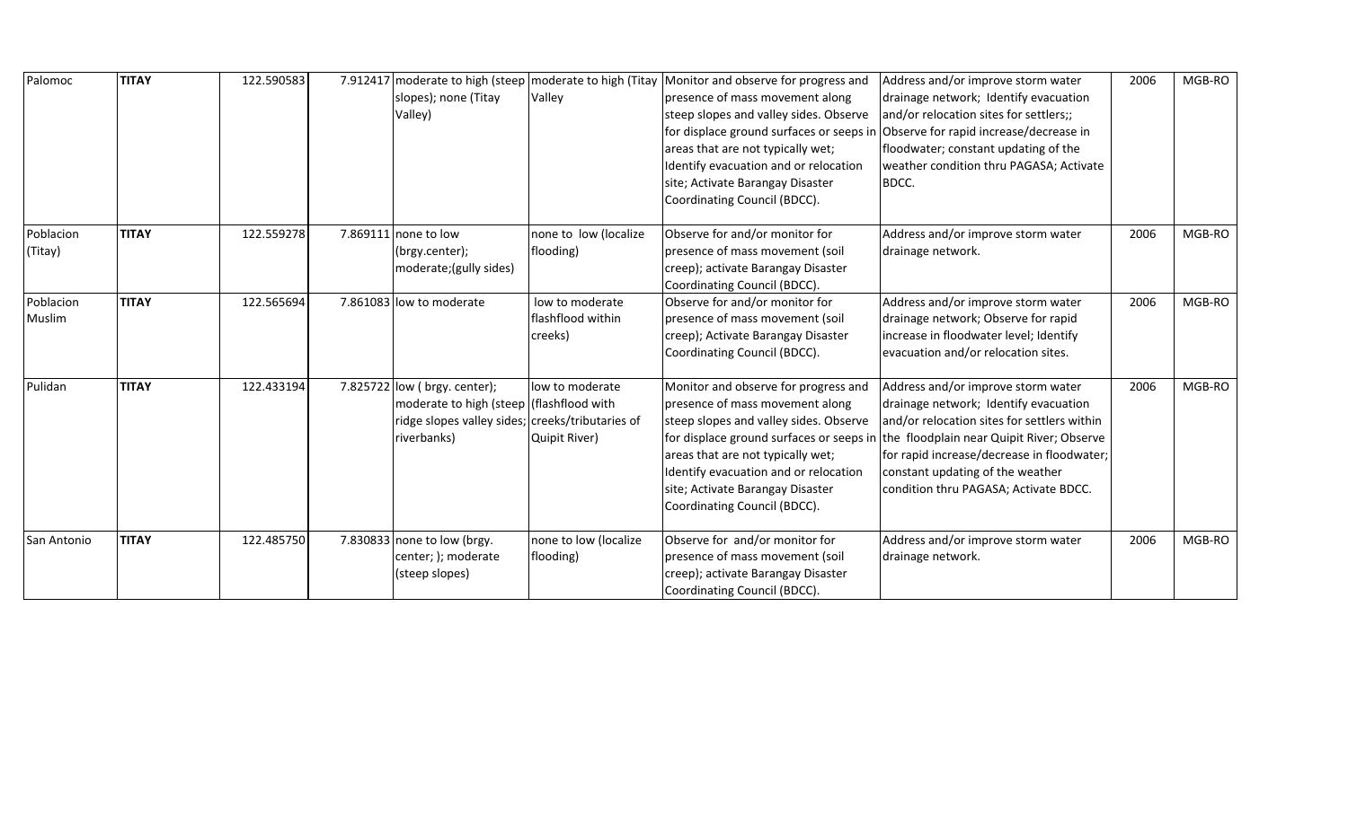| Palomoc | **TITAY** | 122.590583 | 7.912417 | moderate to high (steep slopes); none (Titay Valley) | moderate to high (Titay Valley | Monitor and observe for progress and presence of mass movement along steep slopes and valley sides. Observe for displace ground surfaces or seeps in areas that are not typically wet; Identify evacuation and or relocation site; Activate Barangay Disaster Coordinating Council (BDCC). | Address and/or improve storm water drainage network; Identify evacuation and/or relocation sites for settlers;; Observe for rapid increase/decrease in floodwater; constant updating of the weather condition thru PAGASA; Activate BDCC. | 2006 | MGB-RO |
|---|---|---|---|---|---|---|---|---|---|
| Poblacion (Titay) | **TITAY** | 122.559278 | 7.869111 | none to low (brgy.center); moderate;(gully sides) | none to low (localize flooding) | Observe for and/or monitor for presence of mass movement (soil creep); activate Barangay Disaster Coordinating Council (BDCC). | Address and/or improve storm water drainage network. | 2006 | MGB-RO |
| Poblacion Muslim | **TITAY** | 122.565694 | 7.861083 | low to moderate | low to moderate flashflood within creeks) | Observe for and/or monitor for presence of mass movement (soil creep); Activate Barangay Disaster Coordinating Council (BDCC). | Address and/or improve storm water drainage network; Observe for rapid increase in floodwater level; Identify evacuation and/or relocation sites. | 2006 | MGB-RO |
| Pulidan | **TITAY** | 122.433194 | 7.825722 | low ( brgy. center); moderate to high (steep ridge slopes valley sides; riverbanks) | low to moderate (flashflood with creeks/tributaries of Quipit River) | Monitor and observe for progress and presence of mass movement along steep slopes and valley sides. Observe for displace ground surfaces or seeps in areas that are not typically wet; Identify evacuation and or relocation site; Activate Barangay Disaster Coordinating Council (BDCC). | Address and/or improve storm water drainage network; Identify evacuation and/or relocation sites for settlers within the floodplain near Quipit River; Observe for rapid increase/decrease in floodwater; constant updating of the weather condition thru PAGASA; Activate BDCC. | 2006 | MGB-RO |
| San Antonio | **TITAY** | 122.485750 | 7.830833 | none to low (brgy. center; ); moderate (steep slopes) | none to low (localize flooding) | Observe for and/or monitor for presence of mass movement (soil creep); activate Barangay Disaster Coordinating Council (BDCC). | Address and/or improve storm water drainage network. | 2006 | MGB-RO |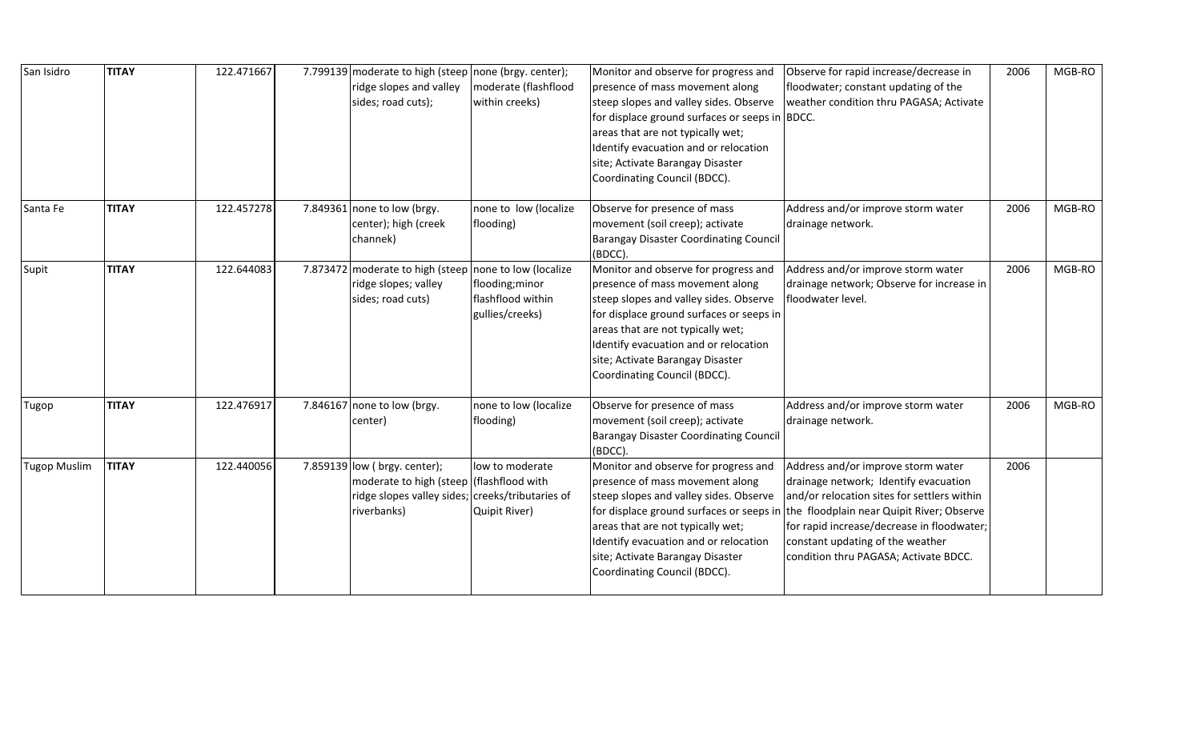| | | | | | | | | | |
|---|---|---|---|---|---|---|---|---|---|
| San Isidro | **TITAY** | 122.471667 | 7.799139 | moderate to high (steep ridge slopes and valley sides; road cuts); | none (brgy. center); moderate (flashflood within creeks) | Monitor and observe for progress and presence of mass movement along steep slopes and valley sides. Observe for displace ground surfaces or seeps in areas that are not typically wet; Identify evacuation and or relocation site; Activate Barangay Disaster Coordinating Council (BDCC). | Observe for rapid increase/decrease in floodwater; constant updating of the weather condition thru PAGASA; Activate BDCC. | 2006 | MGB-RO |
| Santa Fe | **TITAY** | 122.457278 | 7.849361 | none to low (brgy. center); high (creek channek) | none to low (localize flooding) | Observe for presence of mass movement (soil creep); activate Barangay Disaster Coordinating Council (BDCC). | Address and/or improve storm water drainage network. | 2006 | MGB-RO |
| Supit | **TITAY** | 122.644083 | 7.873472 | moderate to high (steep ridge slopes; valley sides; road cuts) | none to low (localize flooding;minor flashflood within gullies/creeks) | Monitor and observe for progress and presence of mass movement along steep slopes and valley sides. Observe for displace ground surfaces or seeps in areas that are not typically wet; Identify evacuation and or relocation site; Activate Barangay Disaster Coordinating Council (BDCC). | Address and/or improve storm water drainage network; Observe for increase in floodwater level. | 2006 | MGB-RO |
| Tugop | **TITAY** | 122.476917 | 7.846167 | none to low (brgy. center) | none to low (localize flooding) | Observe for presence of mass movement (soil creep); activate Barangay Disaster Coordinating Council (BDCC). | Address and/or improve storm water drainage network. | 2006 | MGB-RO |
| Tugop Muslim | **TITAY** | 122.440056 | 7.859139 | low ( brgy. center); moderate to high (steep ridge slopes valley sides; riverbanks) | low to moderate (flashflood with creeks/tributaries of Quipit River) | Monitor and observe for progress and presence of mass movement along steep slopes and valley sides. Observe for displace ground surfaces or seeps in areas that are not typically wet; Identify evacuation and or relocation site; Activate Barangay Disaster Coordinating Council (BDCC). | Address and/or improve storm water drainage network; Identify evacuation and/or relocation sites for settlers within the floodplain near Quipit River; Observe for rapid increase/decrease in floodwater; constant updating of the weather condition thru PAGASA; Activate BDCC. | 2006 | |